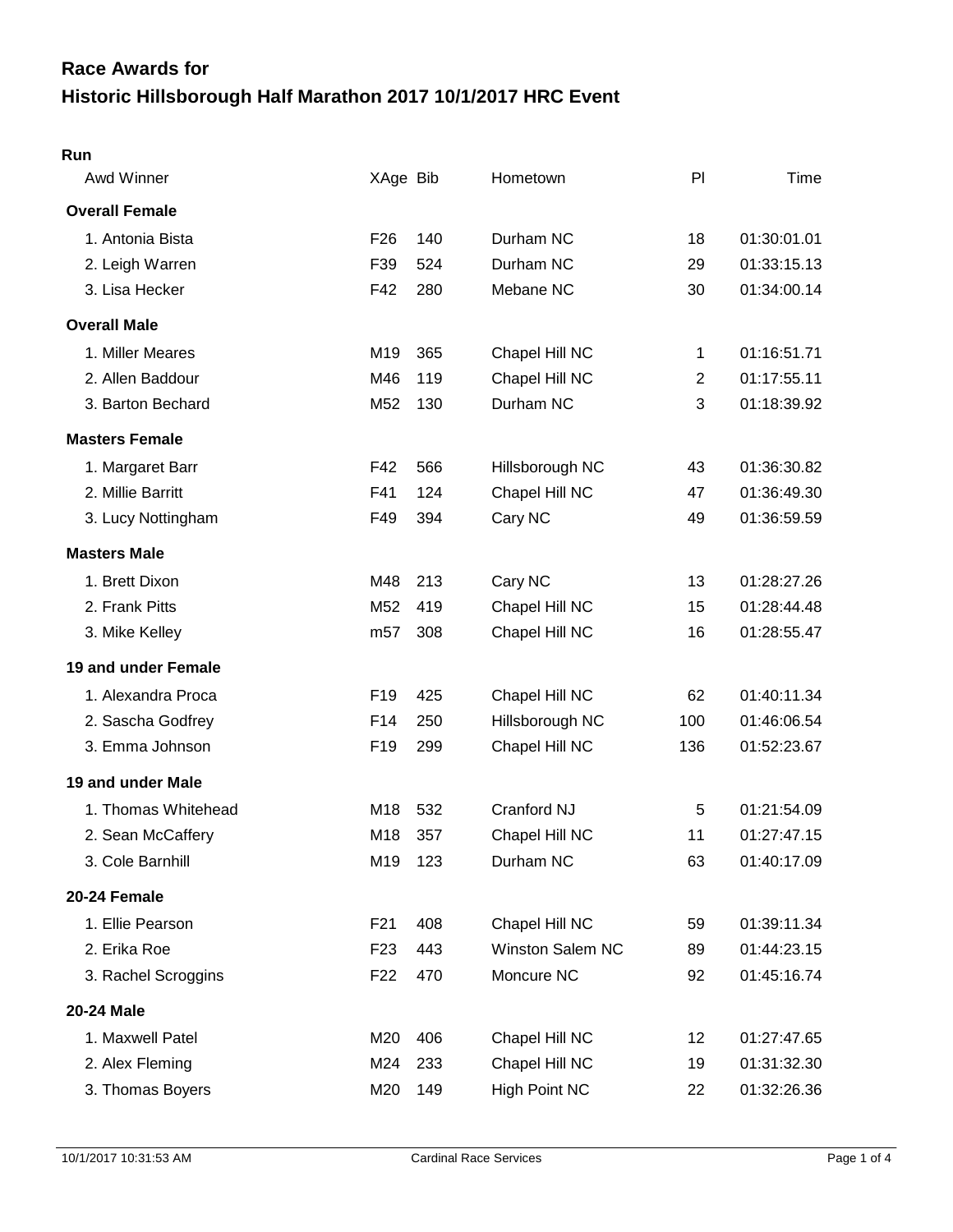# Race Awards for
# Historic Hillsborough Half Marathon 2017 10/1/2017 HRC Event

**Run**

| Awd Winner | XAge | Bib | Hometown | Pl | Time |
|---|---|---|---|---|---|
| **Overall Female** | | | | | |
| 1. Antonia Bista | F26 | 140 | Durham NC | 18 | 01:30:01.01 |
| 2. Leigh Warren | F39 | 524 | Durham NC | 29 | 01:33:15.13 |
| 3. Lisa Hecker | F42 | 280 | Mebane NC | 30 | 01:34:00.14 |
| **Overall Male** | | | | | |
| 1. Miller Meares | M19 | 365 | Chapel Hill NC | 1 | 01:16:51.71 |
| 2. Allen Baddour | M46 | 119 | Chapel Hill NC | 2 | 01:17:55.11 |
| 3. Barton Bechard | M52 | 130 | Durham NC | 3 | 01:18:39.92 |
| **Masters Female** | | | | | |
| 1. Margaret Barr | F42 | 566 | Hillsborough NC | 43 | 01:36:30.82 |
| 2. Millie Barritt | F41 | 124 | Chapel Hill NC | 47 | 01:36:49.30 |
| 3. Lucy Nottingham | F49 | 394 | Cary NC | 49 | 01:36:59.59 |
| **Masters Male** | | | | | |
| 1. Brett Dixon | M48 | 213 | Cary NC | 13 | 01:28:27.26 |
| 2. Frank Pitts | M52 | 419 | Chapel Hill NC | 15 | 01:28:44.48 |
| 3. Mike Kelley | m57 | 308 | Chapel Hill NC | 16 | 01:28:55.47 |
| **19 and under Female** | | | | | |
| 1. Alexandra Proca | F19 | 425 | Chapel Hill NC | 62 | 01:40:11.34 |
| 2. Sascha Godfrey | F14 | 250 | Hillsborough NC | 100 | 01:46:06.54 |
| 3. Emma Johnson | F19 | 299 | Chapel Hill NC | 136 | 01:52:23.67 |
| **19 and under Male** | | | | | |
| 1. Thomas Whitehead | M18 | 532 | Cranford NJ | 5 | 01:21:54.09 |
| 2. Sean McCaffery | M18 | 357 | Chapel Hill NC | 11 | 01:27:47.15 |
| 3. Cole Barnhill | M19 | 123 | Durham NC | 63 | 01:40:17.09 |
| **20-24 Female** | | | | | |
| 1. Ellie Pearson | F21 | 408 | Chapel Hill NC | 59 | 01:39:11.34 |
| 2. Erika Roe | F23 | 443 | Winston Salem NC | 89 | 01:44:23.15 |
| 3. Rachel Scroggins | F22 | 470 | Moncure NC | 92 | 01:45:16.74 |
| **20-24 Male** | | | | | |
| 1. Maxwell Patel | M20 | 406 | Chapel Hill NC | 12 | 01:27:47.65 |
| 2. Alex Fleming | M24 | 233 | Chapel Hill NC | 19 | 01:31:32.30 |
| 3. Thomas Boyers | M20 | 149 | High Point NC | 22 | 01:32:26.36 |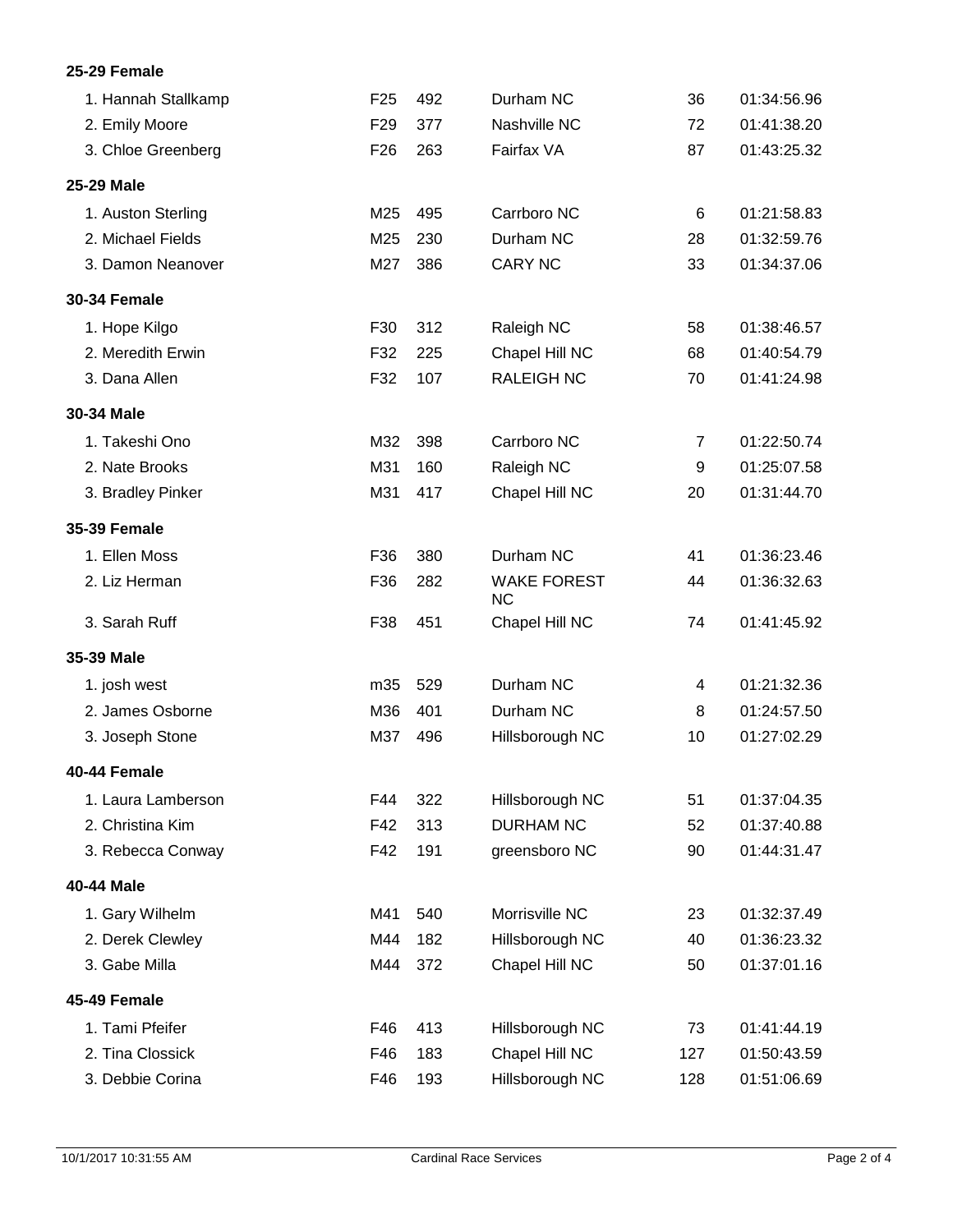**25-29 Female**

| Place | Name | Div | Bib | City | Overall | Time |
|---|---|---|---|---|---|---|
| 1. | Hannah Stallkamp | F25 | 492 | Durham NC | 36 | 01:34:56.96 |
| 2. | Emily Moore | F29 | 377 | Nashville NC | 72 | 01:41:38.20 |
| 3. | Chloe Greenberg | F26 | 263 | Fairfax VA | 87 | 01:43:25.32 |

**25-29 Male**

| Place | Name | Div | Bib | City | Overall | Time |
|---|---|---|---|---|---|---|
| 1. | Auston Sterling | M25 | 495 | Carrboro NC | 6 | 01:21:58.83 |
| 2. | Michael Fields | M25 | 230 | Durham NC | 28 | 01:32:59.76 |
| 3. | Damon Neanover | M27 | 386 | CARY NC | 33 | 01:34:37.06 |

**30-34 Female**

| Place | Name | Div | Bib | City | Overall | Time |
|---|---|---|---|---|---|---|
| 1. | Hope Kilgo | F30 | 312 | Raleigh NC | 58 | 01:38:46.57 |
| 2. | Meredith Erwin | F32 | 225 | Chapel Hill NC | 68 | 01:40:54.79 |
| 3. | Dana Allen | F32 | 107 | RALEIGH NC | 70 | 01:41:24.98 |

**30-34 Male**

| Place | Name | Div | Bib | City | Overall | Time |
|---|---|---|---|---|---|---|
| 1. | Takeshi Ono | M32 | 398 | Carrboro NC | 7 | 01:22:50.74 |
| 2. | Nate Brooks | M31 | 160 | Raleigh NC | 9 | 01:25:07.58 |
| 3. | Bradley Pinker | M31 | 417 | Chapel Hill NC | 20 | 01:31:44.70 |

**35-39 Female**

| Place | Name | Div | Bib | City | Overall | Time |
|---|---|---|---|---|---|---|
| 1. | Ellen Moss | F36 | 380 | Durham NC | 41 | 01:36:23.46 |
| 2. | Liz Herman | F36 | 282 | WAKE FOREST NC | 44 | 01:36:32.63 |
| 3. | Sarah Ruff | F38 | 451 | Chapel Hill NC | 74 | 01:41:45.92 |

**35-39 Male**

| Place | Name | Div | Bib | City | Overall | Time |
|---|---|---|---|---|---|---|
| 1. | josh west | m35 | 529 | Durham NC | 4 | 01:21:32.36 |
| 2. | James Osborne | M36 | 401 | Durham NC | 8 | 01:24:57.50 |
| 3. | Joseph Stone | M37 | 496 | Hillsborough NC | 10 | 01:27:02.29 |

**40-44 Female**

| Place | Name | Div | Bib | City | Overall | Time |
|---|---|---|---|---|---|---|
| 1. | Laura Lamberson | F44 | 322 | Hillsborough NC | 51 | 01:37:04.35 |
| 2. | Christina Kim | F42 | 313 | DURHAM NC | 52 | 01:37:40.88 |
| 3. | Rebecca Conway | F42 | 191 | greensboro NC | 90 | 01:44:31.47 |

**40-44 Male**

| Place | Name | Div | Bib | City | Overall | Time |
|---|---|---|---|---|---|---|
| 1. | Gary Wilhelm | M41 | 540 | Morrisville NC | 23 | 01:32:37.49 |
| 2. | Derek Clewley | M44 | 182 | Hillsborough NC | 40 | 01:36:23.32 |
| 3. | Gabe Milla | M44 | 372 | Chapel Hill NC | 50 | 01:37:01.16 |

**45-49 Female**

| Place | Name | Div | Bib | City | Overall | Time |
|---|---|---|---|---|---|---|
| 1. | Tami Pfeifer | F46 | 413 | Hillsborough NC | 73 | 01:41:44.19 |
| 2. | Tina Clossick | F46 | 183 | Chapel Hill NC | 127 | 01:50:43.59 |
| 3. | Debbie Corina | F46 | 193 | Hillsborough NC | 128 | 01:51:06.69 |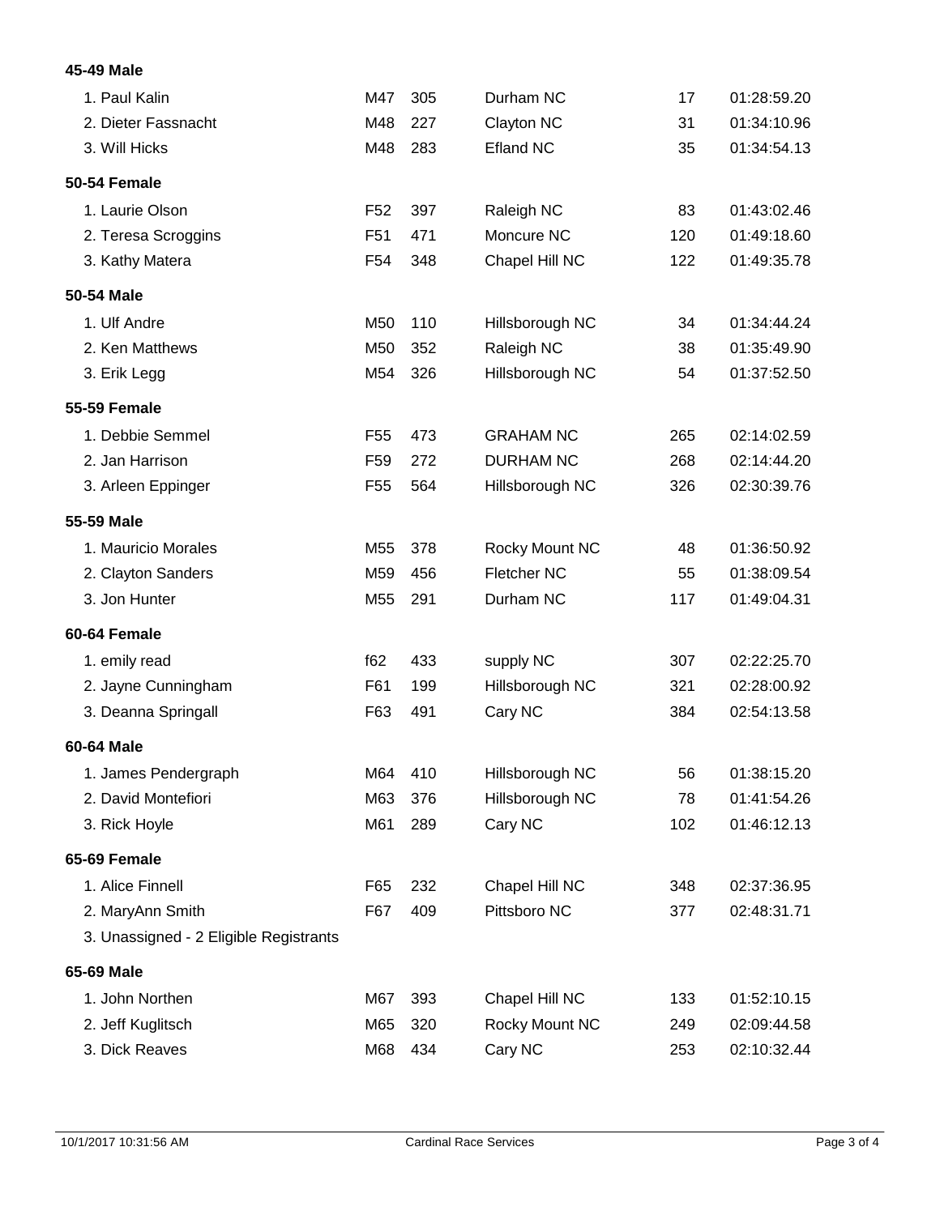**45-49 Male**

| | | | | | |
|---|---|---|---|---|---|
| 1. Paul Kalin | M47 | 305 | Durham NC | 17 | 01:28:59.20 |
| 2. Dieter Fassnacht | M48 | 227 | Clayton NC | 31 | 01:34:10.96 |
| 3. Will Hicks | M48 | 283 | Efland NC | 35 | 01:34:54.13 |

**50-54 Female**

| | | | | | |
|---|---|---|---|---|---|
| 1. Laurie Olson | F52 | 397 | Raleigh NC | 83 | 01:43:02.46 |
| 2. Teresa Scroggins | F51 | 471 | Moncure NC | 120 | 01:49:18.60 |
| 3. Kathy Matera | F54 | 348 | Chapel Hill NC | 122 | 01:49:35.78 |

**50-54 Male**

| | | | | | |
|---|---|---|---|---|---|
| 1. Ulf Andre | M50 | 110 | Hillsborough NC | 34 | 01:34:44.24 |
| 2. Ken Matthews | M50 | 352 | Raleigh NC | 38 | 01:35:49.90 |
| 3. Erik Legg | M54 | 326 | Hillsborough NC | 54 | 01:37:52.50 |

**55-59 Female**

| | | | | | |
|---|---|---|---|---|---|
| 1. Debbie Semmel | F55 | 473 | GRAHAM NC | 265 | 02:14:02.59 |
| 2. Jan Harrison | F59 | 272 | DURHAM NC | 268 | 02:14:44.20 |
| 3. Arleen Eppinger | F55 | 564 | Hillsborough NC | 326 | 02:30:39.76 |

**55-59 Male**

| | | | | | |
|---|---|---|---|---|---|
| 1. Mauricio Morales | M55 | 378 | Rocky Mount NC | 48 | 01:36:50.92 |
| 2. Clayton Sanders | M59 | 456 | Fletcher NC | 55 | 01:38:09.54 |
| 3. Jon Hunter | M55 | 291 | Durham NC | 117 | 01:49:04.31 |

**60-64 Female**

| | | | | | |
|---|---|---|---|---|---|
| 1. emily read | f62 | 433 | supply NC | 307 | 02:22:25.70 |
| 2. Jayne Cunningham | F61 | 199 | Hillsborough NC | 321 | 02:28:00.92 |
| 3. Deanna Springall | F63 | 491 | Cary NC | 384 | 02:54:13.58 |

**60-64 Male**

| | | | | | |
|---|---|---|---|---|---|
| 1. James Pendergraph | M64 | 410 | Hillsborough NC | 56 | 01:38:15.20 |
| 2. David Montefiori | M63 | 376 | Hillsborough NC | 78 | 01:41:54.26 |
| 3. Rick Hoyle | M61 | 289 | Cary NC | 102 | 01:46:12.13 |

**65-69 Female**

| | | | | | |
|---|---|---|---|---|---|
| 1. Alice Finnell | F65 | 232 | Chapel Hill NC | 348 | 02:37:36.95 |
| 2. MaryAnn Smith | F67 | 409 | Pittsboro NC | 377 | 02:48:31.71 |
| 3. Unassigned - 2 Eligible Registrants | | | | | |

**65-69 Male**

| | | | | | |
|---|---|---|---|---|---|
| 1. John Northen | M67 | 393 | Chapel Hill NC | 133 | 01:52:10.15 |
| 2. Jeff Kuglitsch | M65 | 320 | Rocky Mount NC | 249 | 02:09:44.58 |
| 3. Dick Reaves | M68 | 434 | Cary NC | 253 | 02:10:32.44 |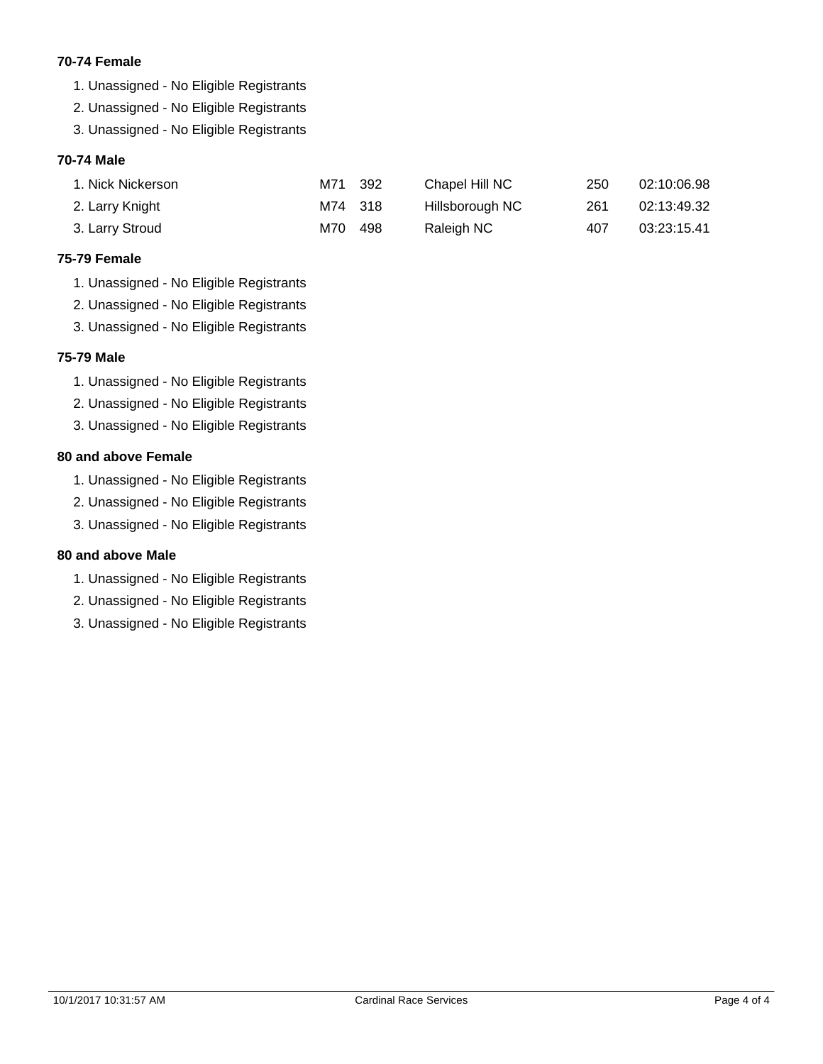#### 70-74 Female

1. Unassigned - No Eligible Registrants
2. Unassigned - No Eligible Registrants
3. Unassigned - No Eligible Registrants

#### 70-74 Male

| | | | | | |
|---|---|---|---|---|---|
| 1. Nick Nickerson | M71 | 392 | Chapel Hill NC | 250 | 02:10:06.98 |
| 2. Larry Knight | M74 | 318 | Hillsborough NC | 261 | 02:13:49.32 |
| 3. Larry Stroud | M70 | 498 | Raleigh NC | 407 | 03:23:15.41 |

#### 75-79 Female

1. Unassigned - No Eligible Registrants
2. Unassigned - No Eligible Registrants
3. Unassigned - No Eligible Registrants

#### 75-79 Male

1. Unassigned - No Eligible Registrants
2. Unassigned - No Eligible Registrants
3. Unassigned - No Eligible Registrants

#### 80 and above Female

1. Unassigned - No Eligible Registrants
2. Unassigned - No Eligible Registrants
3. Unassigned - No Eligible Registrants

#### 80 and above Male

1. Unassigned - No Eligible Registrants
2. Unassigned - No Eligible Registrants
3. Unassigned - No Eligible Registrants